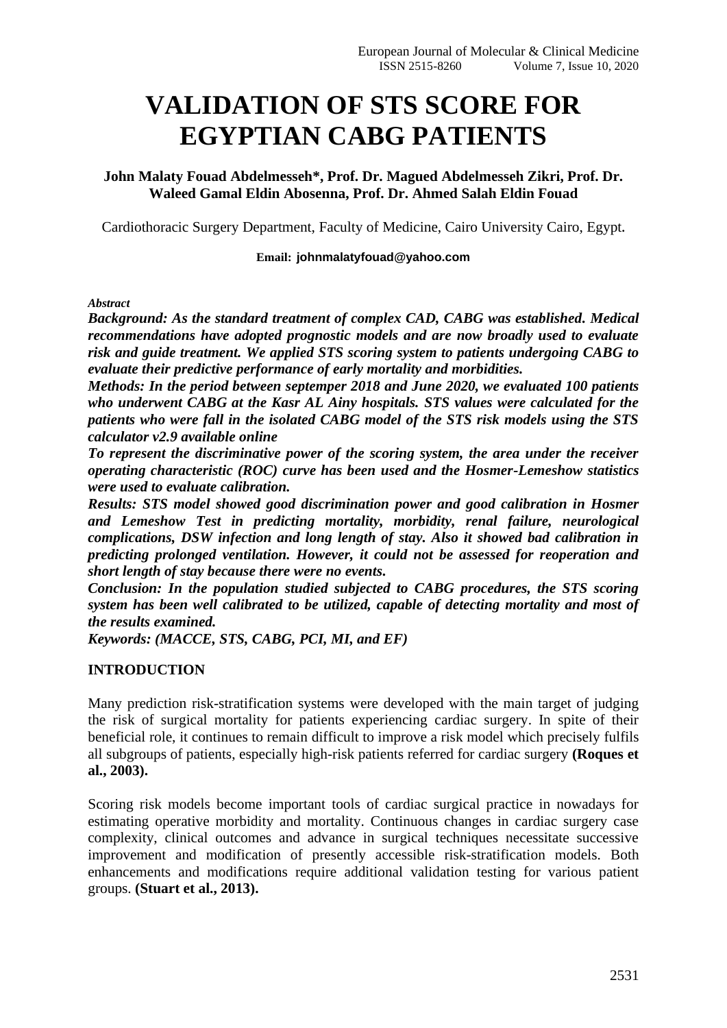# VALIDATION OF STS SCORE FOR EGYPTIAN CABG PATIENTS

**John Malaty Fouad Abdelmesseh*, Prof. Dr. Magued Abdelmesseh Zikri, Prof. Dr. Waleed Gamal Eldin Abosenna, Prof. Dr. Ahmed Salah Eldin Fouad**

Cardiothoracic Surgery Department, Faculty of Medicine, Cairo University Cairo, Egypt.

**Email: johnmalatyfouad@yahoo.com**

*Abstract*

***Background: As the standard treatment of complex CAD, CABG was established. Medical recommendations have adopted prognostic models and are now broadly used to evaluate risk and guide treatment. We applied STS scoring system to patients undergoing CABG to evaluate their predictive performance of early mortality and morbidities.***

***Methods: In the period between septemper 2018 and June 2020, we evaluated 100 patients who underwent CABG at the Kasr AL Ainy hospitals. STS values were calculated for the patients who were fall in the isolated CABG model of the STS risk models using the STS calculator v2.9 available online***

***To represent the discriminative power of the scoring system, the area under the receiver operating characteristic (ROC) curve has been used and the Hosmer-Lemeshow statistics were used to evaluate calibration.***

***Results: STS model showed good discrimination power and good calibration in Hosmer and Lemeshow Test in predicting mortality, morbidity, renal failure, neurological complications, DSW infection and long length of stay. Also it showed bad calibration in predicting prolonged ventilation. However, it could not be assessed for reoperation and short length of stay because there were no events.***

***Conclusion: In the population studied subjected to CABG procedures, the STS scoring system has been well calibrated to be utilized, capable of detecting mortality and most of the results examined.***

***Keywords: (MACCE, STS, CABG, PCI, MI, and EF)***

## INTRODUCTION

Many prediction risk-stratification systems were developed with the main target of judging the risk of surgical mortality for patients experiencing cardiac surgery. In spite of their beneficial role, it continues to remain difficult to improve a risk model which precisely fulfils all subgroups of patients, especially high-risk patients referred for cardiac surgery **(Roques et al., 2003).**

Scoring risk models become important tools of cardiac surgical practice in nowadays for estimating operative morbidity and mortality. Continuous changes in cardiac surgery case complexity, clinical outcomes and advance in surgical techniques necessitate successive improvement and modification of presently accessible risk-stratification models. Both enhancements and modifications require additional validation testing for various patient groups. **(Stuart et al., 2013).**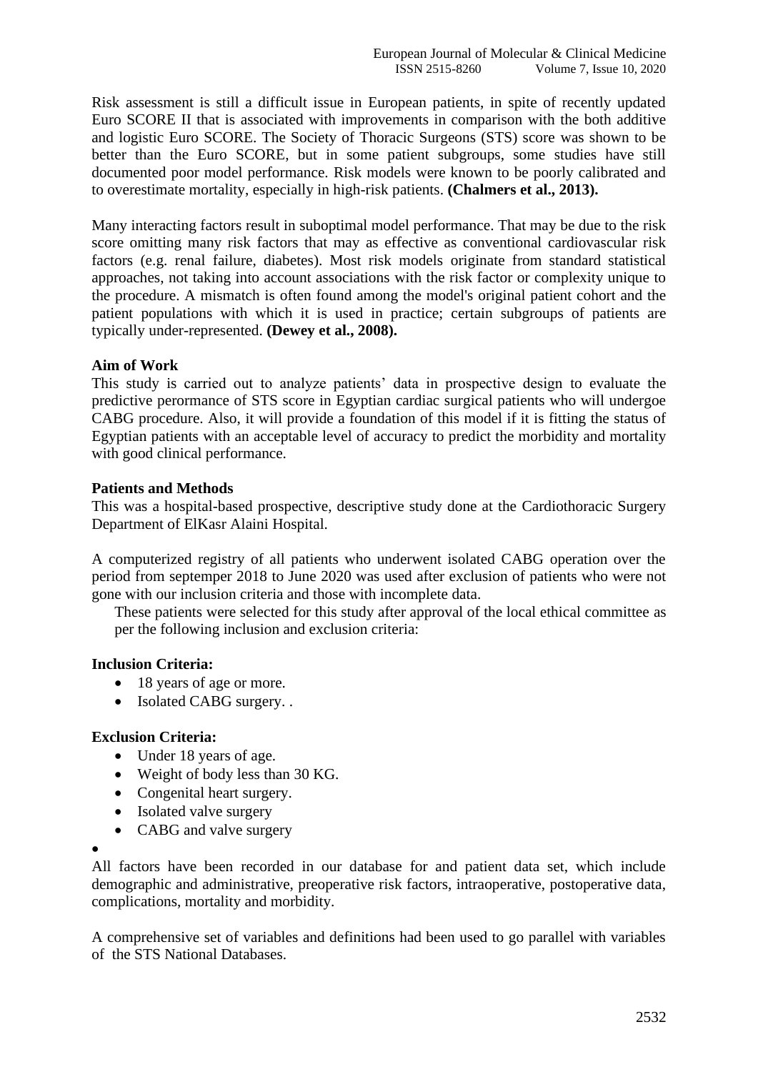Risk assessment is still a difficult issue in European patients, in spite of recently updated Euro SCORE II that is associated with improvements in comparison with the both additive and logistic Euro SCORE. The Society of Thoracic Surgeons (STS) score was shown to be better than the Euro SCORE, but in some patient subgroups, some studies have still documented poor model performance. Risk models were known to be poorly calibrated and to overestimate mortality, especially in high-risk patients. **(Chalmers et al., 2013).**

Many interacting factors result in suboptimal model performance. That may be due to the risk score omitting many risk factors that may as effective as conventional cardiovascular risk factors (e.g. renal failure, diabetes). Most risk models originate from standard statistical approaches, not taking into account associations with the risk factor or complexity unique to the procedure. A mismatch is often found among the model's original patient cohort and the patient populations with which it is used in practice; certain subgroups of patients are typically under-represented. **(Dewey et al., 2008).**

**Aim of Work**

This study is carried out to analyze patients' data in prospective design to evaluate the predictive perormance of STS score in Egyptian cardiac surgical patients who will undergoe CABG procedure. Also, it will provide a foundation of this model if it is fitting the status of Egyptian patients with an acceptable level of accuracy to predict the morbidity and mortality with good clinical performance.

**Patients and Methods**

This was a hospital-based prospective, descriptive study done at the Cardiothoracic Surgery Department of ElKasr Alaini Hospital.

A computerized registry of all patients who underwent isolated CABG operation over the period from septemper 2018 to June 2020 was used after exclusion of patients who were not gone with our inclusion criteria and those with incomplete data.

These patients were selected for this study after approval of the local ethical committee as per the following inclusion and exclusion criteria:

**Inclusion Criteria:**

- 18 years of age or more.
- Isolated CABG surgery. .

**Exclusion Criteria:**

- Under 18 years of age.
- Weight of body less than 30 KG.
- Congenital heart surgery.
- Isolated valve surgery
- CABG and valve surgery

All factors have been recorded in our database for and patient data set, which include demographic and administrative, preoperative risk factors, intraoperative, postoperative data, complications, mortality and morbidity.

A comprehensive set of variables and definitions had been used to go parallel with variables of the STS National Databases.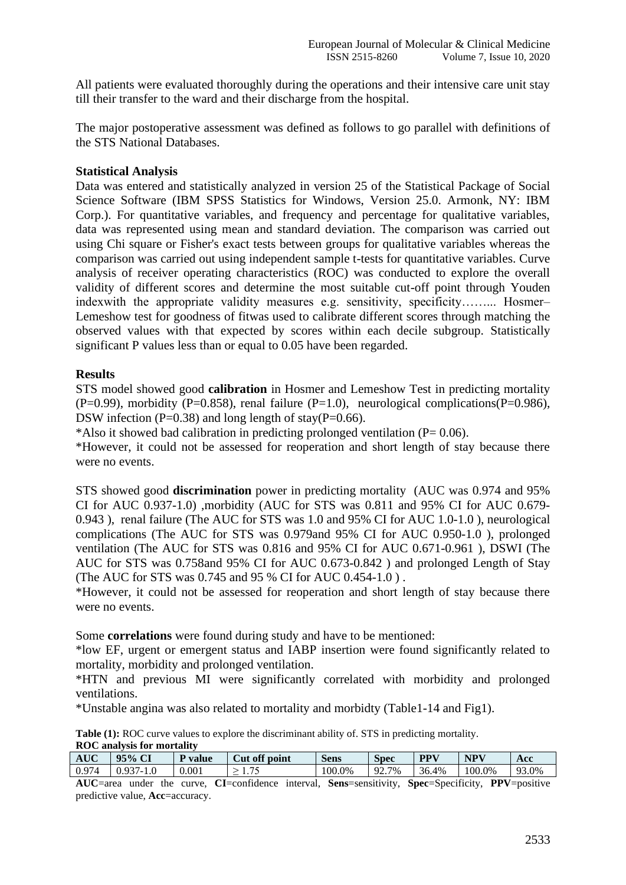All patients were evaluated thoroughly during the operations and their intensive care unit stay till their transfer to the ward and their discharge from the hospital.

The major postoperative assessment was defined as follows to go parallel with definitions of the STS National Databases.

**Statistical Analysis**

Data was entered and statistically analyzed in version 25 of the Statistical Package of Social Science Software (IBM SPSS Statistics for Windows, Version 25.0. Armonk, NY: IBM Corp.). For quantitative variables, and frequency and percentage for qualitative variables, data was represented using mean and standard deviation. The comparison was carried out using Chi square or Fisher's exact tests between groups for qualitative variables whereas the comparison was carried out using independent sample t-tests for quantitative variables. Curve analysis of receiver operating characteristics (ROC) was conducted to explore the overall validity of different scores and determine the most suitable cut-off point through Youden indexwith the appropriate validity measures e.g. sensitivity, specificity…….. Hosmer–Lemeshow test for goodness of fitwas used to calibrate different scores through matching the observed values with that expected by scores within each decile subgroup. Statistically significant P values less than or equal to 0.05 have been regarded.

**Results**

STS model showed good **calibration** in Hosmer and Lemeshow Test in predicting mortality (P=0.99), morbidity (P=0.858), renal failure (P=1.0), neurological complications(P=0.986), DSW infection (P=0.38) and long length of stay(P=0.66).

*Also it showed bad calibration in predicting prolonged ventilation (P= 0.06).

*However, it could not be assessed for reoperation and short length of stay because there were no events.

STS showed good **discrimination** power in predicting mortality (AUC was 0.974 and 95% CI for AUC 0.937-1.0) ,morbidity (AUC for STS was 0.811 and 95% CI for AUC 0.679-0.943 ), renal failure (The AUC for STS was 1.0 and 95% CI for AUC 1.0-1.0 ), neurological complications (The AUC for STS was 0.979and 95% CI for AUC 0.950-1.0 ), prolonged ventilation (The AUC for STS was 0.816 and 95% CI for AUC 0.671-0.961 ), DSWI (The AUC for STS was 0.758and 95% CI for AUC 0.673-0.842 ) and prolonged Length of Stay (The AUC for STS was 0.745 and 95 % CI for AUC 0.454-1.0 ) .

*However, it could not be assessed for reoperation and short length of stay because there were no events.

Some **correlations** were found during study and have to be mentioned:

*low EF, urgent or emergent status and IABP insertion were found significantly related to mortality, morbidity and prolonged ventilation.

*HTN and previous MI were significantly correlated with morbidity and prolonged ventilations.

*Unstable angina was also related to mortality and morbidty (Table1-14 and Fig1).

**Table (1):** ROC curve values to explore the discriminant ability of. STS in predicting mortality.

**ROC analysis for mortality**

| AUC | 95% CI | P value | Cut off point | Sens | Spec | PPV | NPV | Acc |
|---|---|---|---|---|---|---|---|---|
| 0.974 | 0.937-1.0 | 0.001 | ≥ 1.75 | 100.0% | 92.7% | 36.4% | 100.0% | 93.0% |

**AUC**=area under the curve, **CI**=confidence interval, **Sens**=sensitivity, **Spec**=Specificity, **PPV**=positive predictive value, **Acc**=accuracy.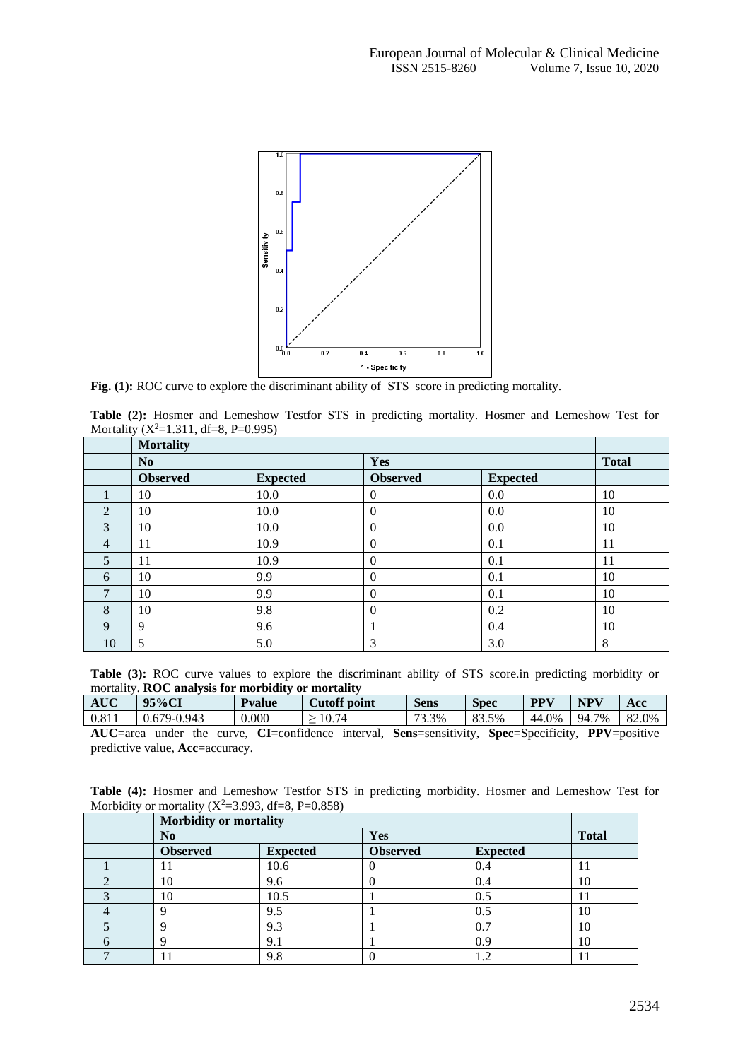**Fig. (1):** ROC curve to explore the discriminant ability of STS score in predicting mortality.

**Table (2):** Hosmer and Lemeshow Testfor STS in predicting mortality. Hosmer and Lemeshow Test for Mortality ($X^2$=1.311, df=8, P=0.995)

| | Mortality | | | | |
|---|---|---|---|---|---|
| | No | | Yes | | Total |
| | Observed | Expected | Observed | Expected | |
| 1 | 10 | 10.0 | 0 | 0.0 | 10 |
| 2 | 10 | 10.0 | 0 | 0.0 | 10 |
| 3 | 10 | 10.0 | 0 | 0.0 | 10 |
| 4 | 11 | 10.9 | 0 | 0.1 | 11 |
| 5 | 11 | 10.9 | 0 | 0.1 | 11 |
| 6 | 10 | 9.9 | 0 | 0.1 | 10 |
| 7 | 10 | 9.9 | 0 | 0.1 | 10 |
| 8 | 10 | 9.8 | 0 | 0.2 | 10 |
| 9 | 9 | 9.6 | 1 | 0.4 | 10 |
| 10 | 5 | 5.0 | 3 | 3.0 | 8 |

**Table (3):** ROC curve values to explore the discriminant ability of STS score.in predicting morbidity or mortality. **ROC analysis for morbidity or mortality**

| AUC | 95%CI | Pvalue | Cutoff point | Sens | Spec | PPV | NPV | Acc |
|---|---|---|---|---|---|---|---|---|
| 0.811 | 0.679-0.943 | 0.000 | ≥ 10.74 | 73.3% | 83.5% | 44.0% | 94.7% | 82.0% |

**AUC**=area under the curve, **CI**=confidence interval, **Sens**=sensitivity, **Spec**=Specificity, **PPV**=positive predictive value, **Acc**=accuracy.

**Table (4):** Hosmer and Lemeshow Testfor STS in predicting morbidity. Hosmer and Lemeshow Test for Morbidity or mortality ($X^2$=3.993, df=8, P=0.858)

| | Morbidity or mortality | | | | |
|---|---|---|---|---|---|
| | No | | Yes | | Total |
| | Observed | Expected | Observed | Expected | |
| 1 | 11 | 10.6 | 0 | 0.4 | 11 |
| 2 | 10 | 9.6 | 0 | 0.4 | 10 |
| 3 | 10 | 10.5 | 1 | 0.5 | 11 |
| 4 | 9 | 9.5 | 1 | 0.5 | 10 |
| 5 | 9 | 9.3 | 1 | 0.7 | 10 |
| 6 | 9 | 9.1 | 1 | 0.9 | 10 |
| 7 | 11 | 9.8 | 0 | 1.2 | 11 |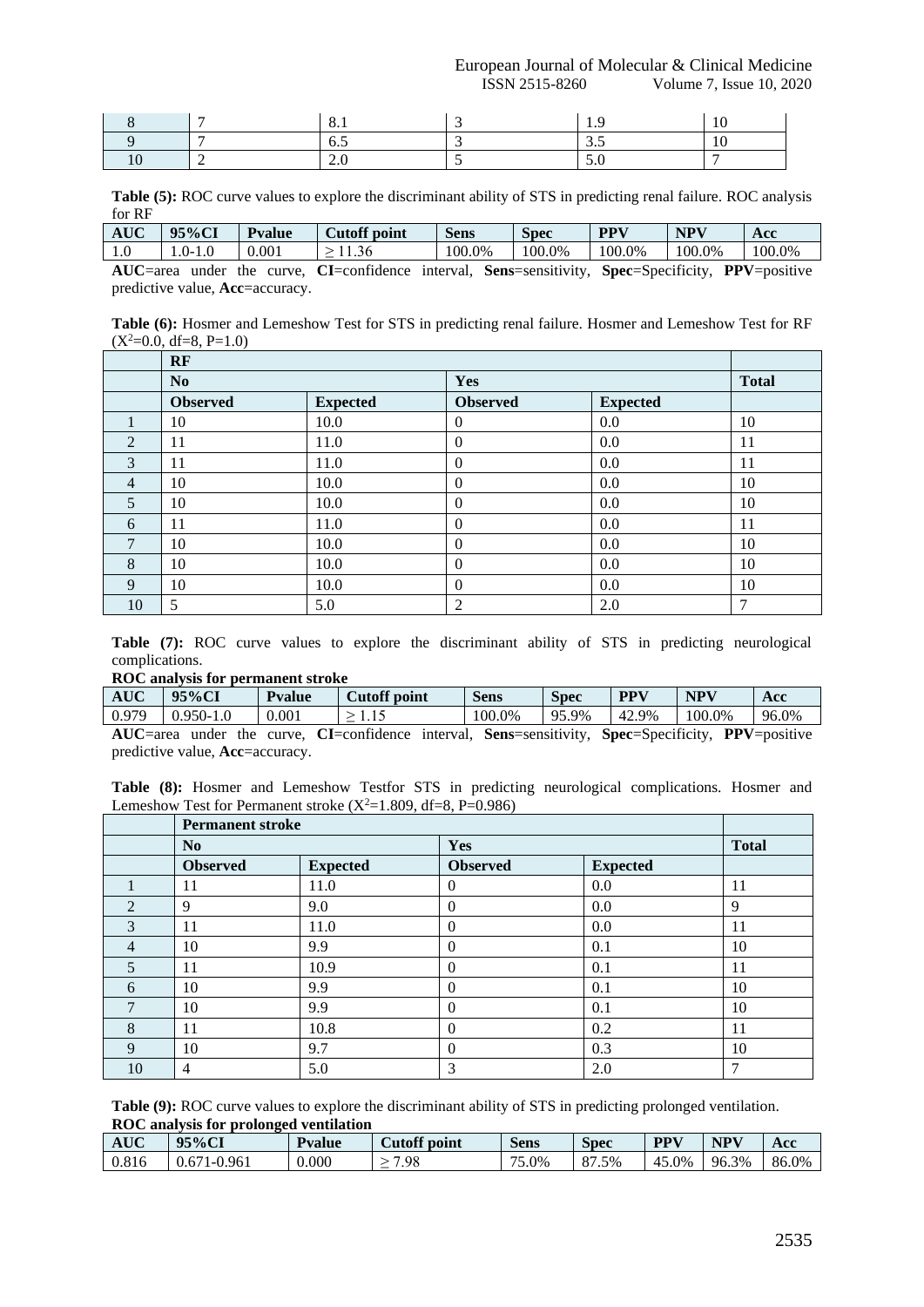| 8 | 7 | 8.1 | 3 | 1.9 | 10 |
|---|---|---|---|---|---|
| 9 | 7 | 6.5 | 3 | 3.5 | 10 |
| 10 | 2 | 2.0 | 5 | 5.0 | 7 |

**Table (5):** ROC curve values to explore the discriminant ability of STS in predicting renal failure. ROC analysis for RF

| AUC | 95%CI | Pvalue | Cutoff point | Sens | Spec | PPV | NPV | Acc |
|---|---|---|---|---|---|---|---|---|
| 1.0 | 1.0-1.0 | 0.001 | ≥ 11.36 | 100.0% | 100.0% | 100.0% | 100.0% | 100.0% |

**AUC**=area under the curve, **CI**=confidence interval, **Sens**=sensitivity, **Spec**=Specificity, **PPV**=positive predictive value, **Acc**=accuracy.

**Table (6):** Hosmer and Lemeshow Test for STS in predicting renal failure. Hosmer and Lemeshow Test for RF ($X^2$=0.0, df=8, P=1.0)

| | RF | | | | |
|---|---|---|---|---|---|
| | No | | Yes | | Total |
| | Observed | Expected | Observed | Expected | |
| 1 | 10 | 10.0 | 0 | 0.0 | 10 |
| 2 | 11 | 11.0 | 0 | 0.0 | 11 |
| 3 | 11 | 11.0 | 0 | 0.0 | 11 |
| 4 | 10 | 10.0 | 0 | 0.0 | 10 |
| 5 | 10 | 10.0 | 0 | 0.0 | 10 |
| 6 | 11 | 11.0 | 0 | 0.0 | 11 |
| 7 | 10 | 10.0 | 0 | 0.0 | 10 |
| 8 | 10 | 10.0 | 0 | 0.0 | 10 |
| 9 | 10 | 10.0 | 0 | 0.0 | 10 |
| 10 | 5 | 5.0 | 2 | 2.0 | 7 |

**Table (7):** ROC curve values to explore the discriminant ability of STS in predicting neurological complications.

**ROC analysis for permanent stroke**

| AUC | 95%CI | Pvalue | Cutoff point | Sens | Spec | PPV | NPV | Acc |
|---|---|---|---|---|---|---|---|---|
| 0.979 | 0.950-1.0 | 0.001 | ≥ 1.15 | 100.0% | 95.9% | 42.9% | 100.0% | 96.0% |

**AUC**=area under the curve, **CI**=confidence interval, **Sens**=sensitivity, **Spec**=Specificity, **PPV**=positive predictive value, **Acc**=accuracy.

**Table (8):** Hosmer and Lemeshow Testfor STS in predicting neurological complications. Hosmer and Lemeshow Test for Permanent stroke ($X^2$=1.809, df=8, P=0.986)

| | Permanent stroke | | | | |
|---|---|---|---|---|---|
| | No | | Yes | | Total |
| | Observed | Expected | Observed | Expected | |
| 1 | 11 | 11.0 | 0 | 0.0 | 11 |
| 2 | 9 | 9.0 | 0 | 0.0 | 9 |
| 3 | 11 | 11.0 | 0 | 0.0 | 11 |
| 4 | 10 | 9.9 | 0 | 0.1 | 10 |
| 5 | 11 | 10.9 | 0 | 0.1 | 11 |
| 6 | 10 | 9.9 | 0 | 0.1 | 10 |
| 7 | 10 | 9.9 | 0 | 0.1 | 10 |
| 8 | 11 | 10.8 | 0 | 0.2 | 11 |
| 9 | 10 | 9.7 | 0 | 0.3 | 10 |
| 10 | 4 | 5.0 | 3 | 2.0 | 7 |

**Table (9):** ROC curve values to explore the discriminant ability of STS in predicting prolonged ventilation.

**ROC analysis for prolonged ventilation**

| AUC | 95%CI | Pvalue | Cutoff point | Sens | Spec | PPV | NPV | Acc |
|---|---|---|---|---|---|---|---|---|
| 0.816 | 0.671-0.961 | 0.000 | ≥ 7.98 | 75.0% | 87.5% | 45.0% | 96.3% | 86.0% |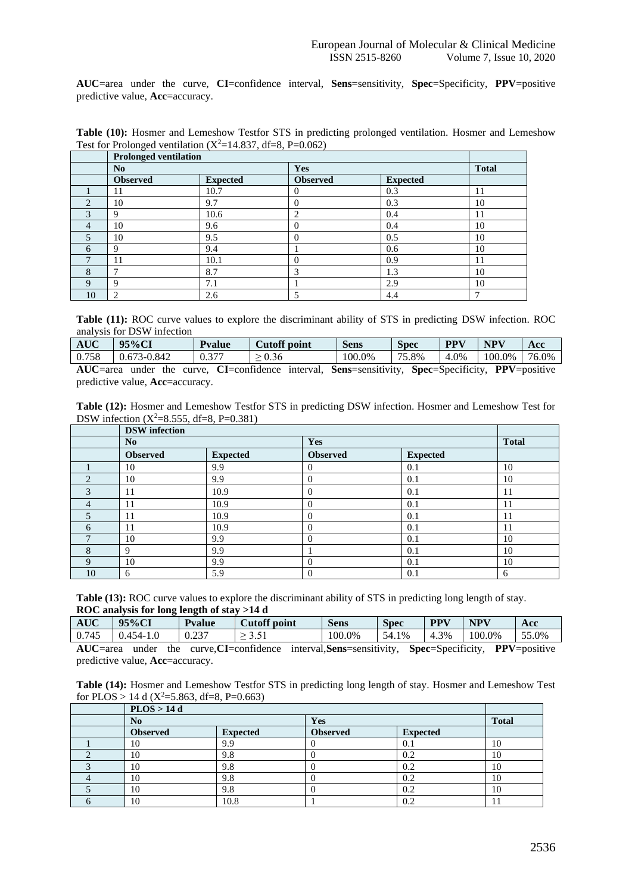**AUC**=area under the curve, **CI**=confidence interval, **Sens**=sensitivity, **Spec**=Specificity, **PPV**=positive predictive value, **Acc**=accuracy.

**Table (10):** Hosmer and Lemeshow Testfor STS in predicting prolonged ventilation. Hosmer and Lemeshow Test for Prolonged ventilation ($X^2$=14.837, df=8, P=0.062)

| | Prolonged ventilation | | | | |
|---|---|---|---|---|---|
| | **No** | | **Yes** | | **Total** |
| | **Observed** | **Expected** | **Observed** | **Expected** | |
| 1 | 11 | 10.7 | 0 | 0.3 | 11 |
| 2 | 10 | 9.7 | 0 | 0.3 | 10 |
| 3 | 9 | 10.6 | 2 | 0.4 | 11 |
| 4 | 10 | 9.6 | 0 | 0.4 | 10 |
| 5 | 10 | 9.5 | 0 | 0.5 | 10 |
| 6 | 9 | 9.4 | 1 | 0.6 | 10 |
| 7 | 11 | 10.1 | 0 | 0.9 | 11 |
| 8 | 7 | 8.7 | 3 | 1.3 | 10 |
| 9 | 9 | 7.1 | 1 | 2.9 | 10 |
| 10 | 2 | 2.6 | 5 | 4.4 | 7 |

**Table (11):** ROC curve values to explore the discriminant ability of STS in predicting DSW infection. ROC analysis for DSW infection

| AUC | 95%CI | Pvalue | Cutoff point | Sens | Spec | PPV | NPV | Acc |
|---|---|---|---|---|---|---|---|---|
| 0.758 | 0.673-0.842 | 0.377 | ≥ 0.36 | 100.0% | 75.8% | 4.0% | 100.0% | 76.0% |

**AUC**=area under the curve, **CI**=confidence interval, **Sens**=sensitivity, **Spec**=Specificity, **PPV**=positive predictive value, **Acc**=accuracy.

**Table (12):** Hosmer and Lemeshow Testfor STS in predicting DSW infection. Hosmer and Lemeshow Test for DSW infection ($X^2$=8.555, df=8, P=0.381)

| | DSW infection | | | | |
|---|---|---|---|---|---|
| | **No** | | **Yes** | | **Total** |
| | **Observed** | **Expected** | **Observed** | **Expected** | |
| 1 | 10 | 9.9 | 0 | 0.1 | 10 |
| 2 | 10 | 9.9 | 0 | 0.1 | 10 |
| 3 | 11 | 10.9 | 0 | 0.1 | 11 |
| 4 | 11 | 10.9 | 0 | 0.1 | 11 |
| 5 | 11 | 10.9 | 0 | 0.1 | 11 |
| 6 | 11 | 10.9 | 0 | 0.1 | 11 |
| 7 | 10 | 9.9 | 0 | 0.1 | 10 |
| 8 | 9 | 9.9 | 1 | 0.1 | 10 |
| 9 | 10 | 9.9 | 0 | 0.1 | 10 |
| 10 | 6 | 5.9 | 0 | 0.1 | 6 |

**Table (13):** ROC curve values to explore the discriminant ability of STS in predicting long length of stay.
**ROC analysis for long length of stay >14 d**

| AUC | 95%CI | Pvalue | Cutoff point | Sens | Spec | PPV | NPV | Acc |
|---|---|---|---|---|---|---|---|---|
| 0.745 | 0.454-1.0 | 0.237 | ≥ 3.51 | 100.0% | 54.1% | 4.3% | 100.0% | 55.0% |

**AUC**=area under the curve,**CI**=confidence interval,**Sens**=sensitivity, **Spec**=Specificity, **PPV**=positive predictive value, **Acc**=accuracy.

**Table (14):** Hosmer and Lemeshow Testfor STS in predicting long length of stay. Hosmer and Lemeshow Test for PLOS > 14 d ($X^2$=5.863, df=8, P=0.663)

| | PLOS > 14 d | | | | |
|---|---|---|---|---|---|
| | **No** | | **Yes** | | **Total** |
| | **Observed** | **Expected** | **Observed** | **Expected** | |
| 1 | 10 | 9.9 | 0 | 0.1 | 10 |
| 2 | 10 | 9.8 | 0 | 0.2 | 10 |
| 3 | 10 | 9.8 | 0 | 0.2 | 10 |
| 4 | 10 | 9.8 | 0 | 0.2 | 10 |
| 5 | 10 | 9.8 | 0 | 0.2 | 10 |
| 6 | 10 | 10.8 | 1 | 0.2 | 11 |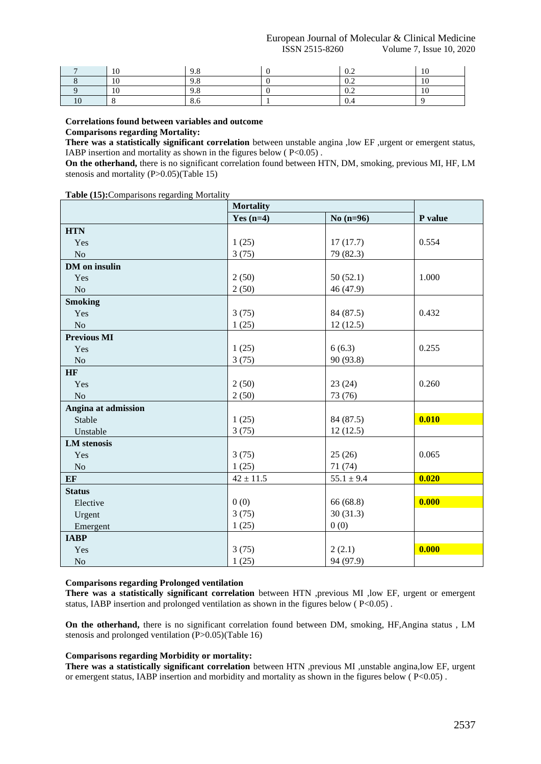| 7 | 10 | 9.8 | 0 | 0.2 | 10 |
|---|---|---|---|---|---|
| 8 | 10 | 9.8 | 0 | 0.2 | 10 |
| 9 | 10 | 9.8 | 0 | 0.2 | 10 |
| 10 | 8 | 8.6 | 1 | 0.4 | 9 |

**Correlations found between variables and outcome**

**Comparisons regarding Mortality:**

**There was a statistically significant correlation** between unstable angina ,low EF ,urgent or emergent status, IABP insertion and mortality as shown in the figures below ( P<0.05) .

**On the otherhand,** there is no significant correlation found between HTN, DM, smoking, previous MI, HF, LM stenosis and mortality (P>0.05)(Table 15)

**Table (15):**Comparisons regarding Mortality

| | Mortality | | |
|---|---|---|---|
| | **Yes (n=4)** | **No (n=96)** | **P value** |
| **HTN** | | | |
| Yes | 1 (25) | 17 (17.7) | 0.554 |
| No | 3 (75) | 79 (82.3) | |
| **DM on insulin** | | | |
| Yes | 2 (50) | 50 (52.1) | 1.000 |
| No | 2 (50) | 46 (47.9) | |
| **Smoking** | | | |
| Yes | 3 (75) | 84 (87.5) | 0.432 |
| No | 1 (25) | 12 (12.5) | |
| **Previous MI** | | | |
| Yes | 1 (25) | 6 (6.3) | 0.255 |
| No | 3 (75) | 90 (93.8) | |
| **HF** | | | |
| Yes | 2 (50) | 23 (24) | 0.260 |
| No | 2 (50) | 73 (76) | |
| **Angina at admission** | | | |
| Stable | 1 (25) | 84 (87.5) | **0.010** |
| Unstable | 3 (75) | 12 (12.5) | |
| **LM stenosis** | | | |
| Yes | 3 (75) | 25 (26) | 0.065 |
| No | 1 (25) | 71 (74) | |
| **EF** | 42 ± 11.5 | 55.1 ± 9.4 | **0.020** |
| **Status** | | | |
| Elective | 0 (0) | 66 (68.8) | **0.000** |
| Urgent | 3 (75) | 30 (31.3) | |
| Emergent | 1 (25) | 0 (0) | |
| **IABP** | | | |
| Yes | 3 (75) | 2 (2.1) | **0.000** |
| No | 1 (25) | 94 (97.9) | |

**Comparisons regarding Prolonged ventilation**

**There was a statistically significant correlation** between HTN ,previous MI ,low EF, urgent or emergent status, IABP insertion and prolonged ventilation as shown in the figures below ( P<0.05) .

**On the otherhand,** there is no significant correlation found between DM, smoking, HF,Angina status , LM stenosis and prolonged ventilation (P>0.05)(Table 16)

**Comparisons regarding Morbidity or mortality:**

**There was a statistically significant correlation** between HTN ,previous MI ,unstable angina,low EF, urgent or emergent status, IABP insertion and morbidity and mortality as shown in the figures below ( P<0.05) .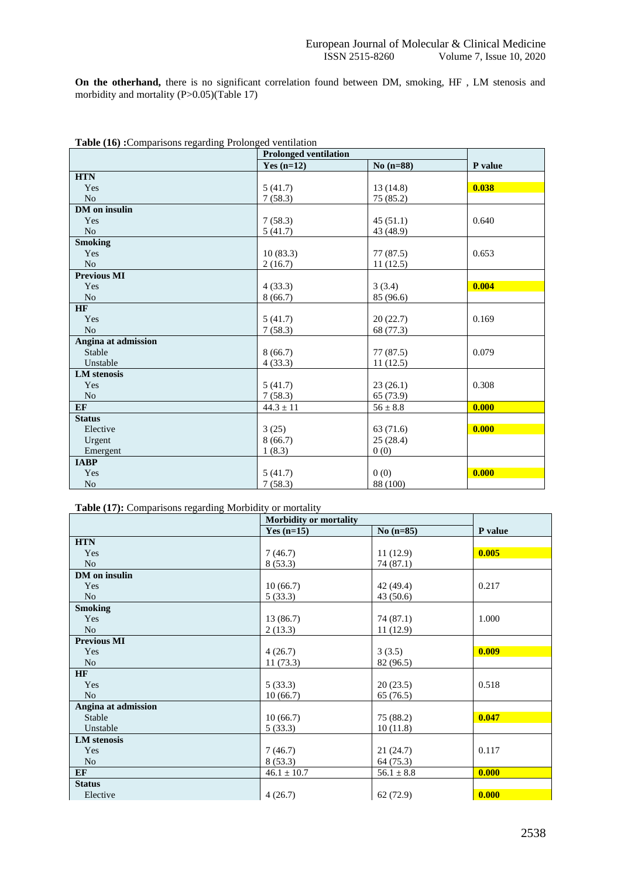**On the otherhand,** there is no significant correlation found between DM, smoking, HF , LM stenosis and morbidity and mortality (P>0.05)(Table 17)

**Table (16) :**Comparisons regarding Prolonged ventilation

| | Prolonged ventilation | | |
|---|---|---|---|
| | **Yes (n=12)** | **No (n=88)** | **P value** |
| **HTN** | | | |
| Yes | 5 (41.7) | 13 (14.8) | **0.038** |
| No | 7 (58.3) | 75 (85.2) | |
| **DM on insulin** | | | |
| Yes | 7 (58.3) | 45 (51.1) | 0.640 |
| No | 5 (41.7) | 43 (48.9) | |
| **Smoking** | | | |
| Yes | 10 (83.3) | 77 (87.5) | 0.653 |
| No | 2 (16.7) | 11 (12.5) | |
| **Previous MI** | | | |
| Yes | 4 (33.3) | 3 (3.4) | **0.004** |
| No | 8 (66.7) | 85 (96.6) | |
| **HF** | | | |
| Yes | 5 (41.7) | 20 (22.7) | 0.169 |
| No | 7 (58.3) | 68 (77.3) | |
| **Angina at admission** | | | |
| Stable | 8 (66.7) | 77 (87.5) | 0.079 |
| Unstable | 4 (33.3) | 11 (12.5) | |
| **LM stenosis** | | | |
| Yes | 5 (41.7) | 23 (26.1) | 0.308 |
| No | 7 (58.3) | 65 (73.9) | |
| **EF** | 44.3 ± 11 | 56 ± 8.8 | **0.000** |
| **Status** | | | |
| Elective | 3 (25) | 63 (71.6) | **0.000** |
| Urgent | 8 (66.7) | 25 (28.4) | |
| Emergent | 1 (8.3) | 0 (0) | |
| **IABP** | | | |
| Yes | 5 (41.7) | 0 (0) | **0.000** |
| No | 7 (58.3) | 88 (100) | |

**Table (17):** Comparisons regarding Morbidity or mortality

| | Morbidity or mortality | | |
|---|---|---|---|
| | **Yes (n=15)** | **No (n=85)** | **P value** |
| **HTN** | | | |
| Yes | 7 (46.7) | 11 (12.9) | **0.005** |
| No | 8 (53.3) | 74 (87.1) | |
| **DM on insulin** | | | |
| Yes | 10 (66.7) | 42 (49.4) | 0.217 |
| No | 5 (33.3) | 43 (50.6) | |
| **Smoking** | | | |
| Yes | 13 (86.7) | 74 (87.1) | 1.000 |
| No | 2 (13.3) | 11 (12.9) | |
| **Previous MI** | | | |
| Yes | 4 (26.7) | 3 (3.5) | **0.009** |
| No | 11 (73.3) | 82 (96.5) | |
| **HF** | | | |
| Yes | 5 (33.3) | 20 (23.5) | 0.518 |
| No | 10 (66.7) | 65 (76.5) | |
| **Angina at admission** | | | |
| Stable | 10 (66.7) | 75 (88.2) | **0.047** |
| Unstable | 5 (33.3) | 10 (11.8) | |
| **LM stenosis** | | | |
| Yes | 7 (46.7) | 21 (24.7) | 0.117 |
| No | 8 (53.3) | 64 (75.3) | |
| **EF** | 46.1 ± 10.7 | 56.1 ± 8.8 | **0.000** |
| **Status** | | | |
| Elective | 4 (26.7) | 62 (72.9) | **0.000** |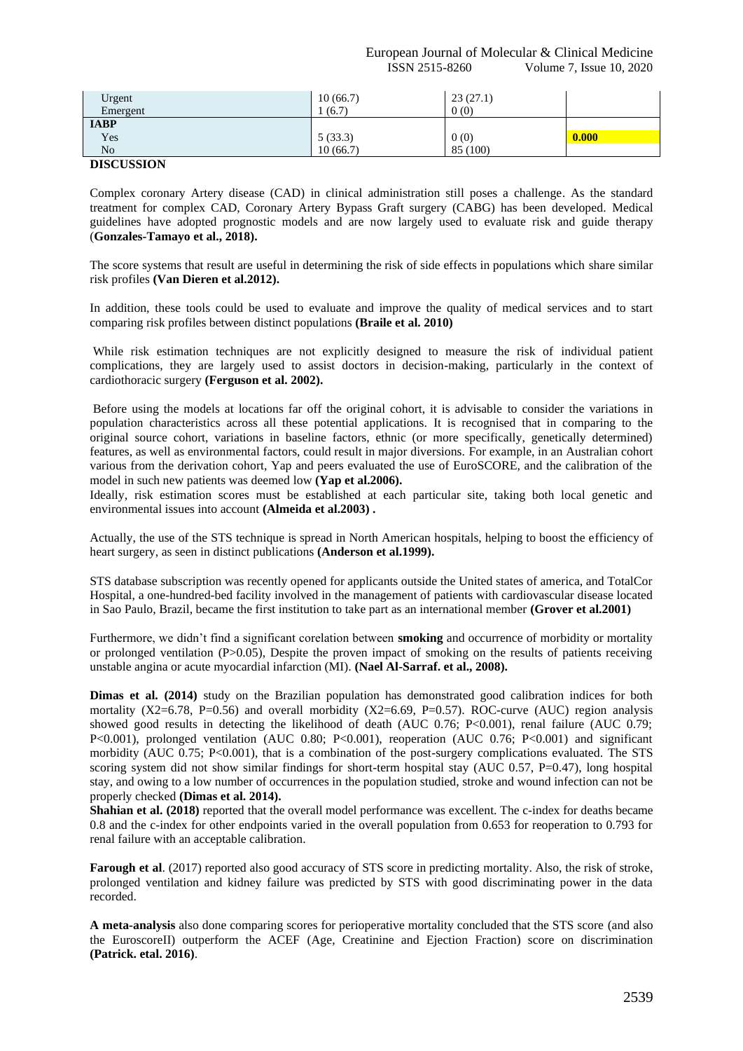| | | | |
|---|---|---|---|
| Urgent | 10 (66.7) | 23 (27.1) | |
| Emergent | 1 (6.7) | 0 (0) | |
| **IABP** | | | |
| Yes | 5 (33.3) | 0 (0) | **0.000** |
| No | 10 (66.7) | 85 (100) | |

**DISCUSSION**

Complex coronary Artery disease (CAD) in clinical administration still poses a challenge. As the standard treatment for complex CAD, Coronary Artery Bypass Graft surgery (CABG) has been developed. Medical guidelines have adopted prognostic models and are now largely used to evaluate risk and guide therapy (**Gonzales-Tamayo et al., 2018).**

The score systems that result are useful in determining the risk of side effects in populations which share similar risk profiles **(Van Dieren et al.2012).**

In addition, these tools could be used to evaluate and improve the quality of medical services and to start comparing risk profiles between distinct populations **(Braile et al. 2010)**

While risk estimation techniques are not explicitly designed to measure the risk of individual patient complications, they are largely used to assist doctors in decision-making, particularly in the context of cardiothoracic surgery **(Ferguson et al. 2002).**

Before using the models at locations far off the original cohort, it is advisable to consider the variations in population characteristics across all these potential applications. It is recognised that in comparing to the original source cohort, variations in baseline factors, ethnic (or more specifically, genetically determined) features, as well as environmental factors, could result in major diversions. For example, in an Australian cohort various from the derivation cohort, Yap and peers evaluated the use of EuroSCORE, and the calibration of the model in such new patients was deemed low **(Yap et al.2006).**

Ideally, risk estimation scores must be established at each particular site, taking both local genetic and environmental issues into account **(Almeida et al.2003) .**

Actually, the use of the STS technique is spread in North American hospitals, helping to boost the efficiency of heart surgery, as seen in distinct publications **(Anderson et al.1999).**

STS database subscription was recently opened for applicants outside the United states of america, and TotalCor Hospital, a one-hundred-bed facility involved in the management of patients with cardiovascular disease located in Sao Paulo, Brazil, became the first institution to take part as an international member **(Grover et al.2001)**

Furthermore, we didn't find a significant corelation between **smoking** and occurrence of morbidity or mortality or prolonged ventilation ($P>0.05$), Despite the proven impact of smoking on the results of patients receiving unstable angina or acute myocardial infarction (MI). **(Nael Al-Sarraf. et al., 2008).**

**Dimas et al. (2014)** study on the Brazilian population has demonstrated good calibration indices for both mortality ($X2=6.78$, $P=0.56$) and overall morbidity ($X2=6.69$, $P=0.57$). ROC-curve (AUC) region analysis showed good results in detecting the likelihood of death (AUC 0.76; $P<0.001$), renal failure (AUC 0.79; $P<0.001$), prolonged ventilation (AUC 0.80; $P<0.001$), reoperation (AUC 0.76; $P<0.001$) and significant morbidity (AUC 0.75; $P<0.001$), that is a combination of the post-surgery complications evaluated. The STS scoring system did not show similar findings for short-term hospital stay (AUC 0.57, $P=0.47$), long hospital stay, and owing to a low number of occurrences in the population studied, stroke and wound infection can not be properly checked **(Dimas et al. 2014).**

**Shahian et al. (2018)** reported that the overall model performance was excellent. The c-index for deaths became 0.8 and the c-index for other endpoints varied in the overall population from 0.653 for reoperation to 0.793 for renal failure with an acceptable calibration.

**Farough et al**. (2017) reported also good accuracy of STS score in predicting mortality. Also, the risk of stroke, prolonged ventilation and kidney failure was predicted by STS with good discriminating power in the data recorded.

**A meta-analysis** also done comparing scores for perioperative mortality concluded that the STS score (and also the EuroscoreII) outperform the ACEF (Age, Creatinine and Ejection Fraction) score on discrimination **(Patrick. etal. 2016)**.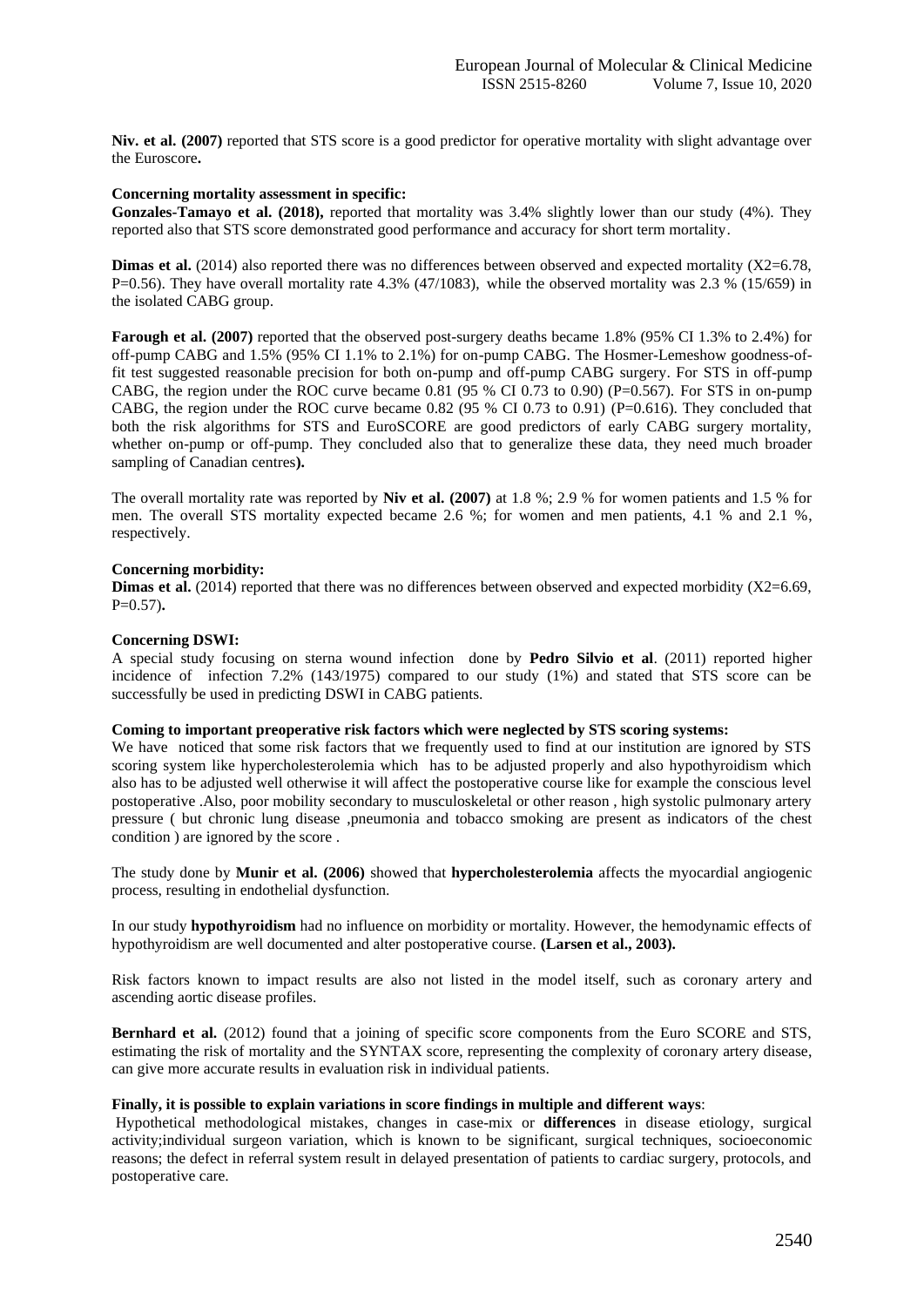**Niv. et al. (2007)** reported that STS score is a good predictor for operative mortality with slight advantage over the Euroscore**.**

**Concerning mortality assessment in specific:**

**Gonzales-Tamayo et al. (2018),** reported that mortality was 3.4% slightly lower than our study (4%). They reported also that STS score demonstrated good performance and accuracy for short term mortality.

**Dimas et al.** (2014) also reported there was no differences between observed and expected mortality (X2=6.78, P=0.56). They have overall mortality rate 4.3% (47/1083), while the observed mortality was 2.3 % (15/659) in the isolated CABG group.

**Farough et al. (2007)** reported that the observed post-surgery deaths became 1.8% (95% CI 1.3% to 2.4%) for off-pump CABG and 1.5% (95% CI 1.1% to 2.1%) for on-pump CABG. The Hosmer-Lemeshow goodness-of-fit test suggested reasonable precision for both on-pump and off-pump CABG surgery. For STS in off-pump CABG, the region under the ROC curve became 0.81 (95 % CI 0.73 to 0.90) (P=0.567). For STS in on-pump CABG, the region under the ROC curve became 0.82 (95 % CI 0.73 to 0.91) (P=0.616). They concluded that both the risk algorithms for STS and EuroSCORE are good predictors of early CABG surgery mortality, whether on-pump or off-pump. They concluded also that to generalize these data, they need much broader sampling of Canadian centres**).**

The overall mortality rate was reported by **Niv et al. (2007)** at 1.8 %; 2.9 % for women patients and 1.5 % for men. The overall STS mortality expected became 2.6 %; for women and men patients, 4.1 % and 2.1 %, respectively.

**Concerning morbidity:**

**Dimas et al.** (2014) reported that there was no differences between observed and expected morbidity (X2=6.69, P=0.57)**.**

**Concerning DSWI:**

A special study focusing on sterna wound infection done by **Pedro Silvio et al**. (2011) reported higher incidence of infection 7.2% (143/1975) compared to our study (1%) and stated that STS score can be successfully be used in predicting DSWI in CABG patients.

**Coming to important preoperative risk factors which were neglected by STS scoring systems:**

We have noticed that some risk factors that we frequently used to find at our institution are ignored by STS scoring system like hypercholesterolemia which has to be adjusted properly and also hypothyroidism which also has to be adjusted well otherwise it will affect the postoperative course like for example the conscious level postoperative .Also, poor mobility secondary to musculoskeletal or other reason , high systolic pulmonary artery pressure ( but chronic lung disease ,pneumonia and tobacco smoking are present as indicators of the chest condition ) are ignored by the score .

The study done by **Munir et al. (2006)** showed that **hypercholesterolemia** affects the myocardial angiogenic process, resulting in endothelial dysfunction.

In our study **hypothyroidism** had no influence on morbidity or mortality. However, the hemodynamic effects of hypothyroidism are well documented and alter postoperative course. **(Larsen et al., 2003).**

Risk factors known to impact results are also not listed in the model itself, such as coronary artery and ascending aortic disease profiles.

**Bernhard et al.** (2012) found that a joining of specific score components from the Euro SCORE and STS, estimating the risk of mortality and the SYNTAX score, representing the complexity of coronary artery disease, can give more accurate results in evaluation risk in individual patients.

**Finally, it is possible to explain variations in score findings in multiple and different ways**:

Hypothetical methodological mistakes, changes in case-mix or **differences** in disease etiology, surgical activity;individual surgeon variation, which is known to be significant, surgical techniques, socioeconomic reasons; the defect in referral system result in delayed presentation of patients to cardiac surgery, protocols, and postoperative care.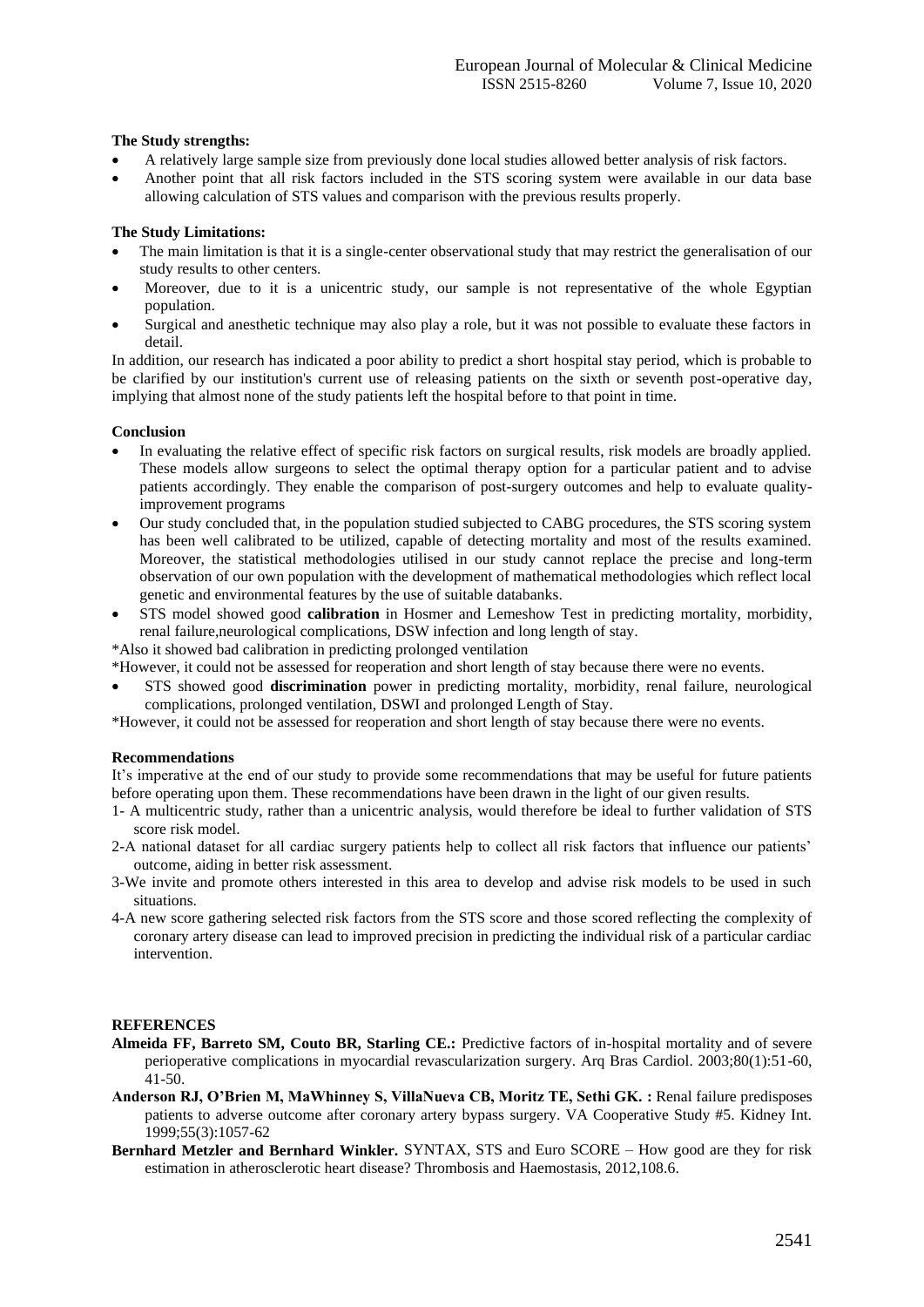**The Study strengths:**

- A relatively large sample size from previously done local studies allowed better analysis of risk factors.
- Another point that all risk factors included in the STS scoring system were available in our data base allowing calculation of STS values and comparison with the previous results properly.

**The Study Limitations:**

- The main limitation is that it is a single-center observational study that may restrict the generalisation of our study results to other centers.
- Moreover, due to it is a unicentric study, our sample is not representative of the whole Egyptian population.
- Surgical and anesthetic technique may also play a role, but it was not possible to evaluate these factors in detail.

In addition, our research has indicated a poor ability to predict a short hospital stay period, which is probable to be clarified by our institution's current use of releasing patients on the sixth or seventh post-operative day, implying that almost none of the study patients left the hospital before to that point in time.

**Conclusion**

- In evaluating the relative effect of specific risk factors on surgical results, risk models are broadly applied. These models allow surgeons to select the optimal therapy option for a particular patient and to advise patients accordingly. They enable the comparison of post-surgery outcomes and help to evaluate quality-improvement programs
- Our study concluded that, in the population studied subjected to CABG procedures, the STS scoring system has been well calibrated to be utilized, capable of detecting mortality and most of the results examined. Moreover, the statistical methodologies utilised in our study cannot replace the precise and long-term observation of our own population with the development of mathematical methodologies which reflect local genetic and environmental features by the use of suitable databanks.
- STS model showed good **calibration** in Hosmer and Lemeshow Test in predicting mortality, morbidity, renal failure,neurological complications, DSW infection and long length of stay.

*Also it showed bad calibration in predicting prolonged ventilation

*However, it could not be assessed for reoperation and short length of stay because there were no events.

- STS showed good **discrimination** power in predicting mortality, morbidity, renal failure, neurological complications, prolonged ventilation, DSWI and prolonged Length of Stay.

*However, it could not be assessed for reoperation and short length of stay because there were no events.

**Recommendations**

It's imperative at the end of our study to provide some recommendations that may be useful for future patients before operating upon them. These recommendations have been drawn in the light of our given results.

1- A multicentric study, rather than a unicentric analysis, would therefore be ideal to further validation of STS score risk model.

2-A national dataset for all cardiac surgery patients help to collect all risk factors that influence our patients' outcome, aiding in better risk assessment.

3-We invite and promote others interested in this area to develop and advise risk models to be used in such situations.

4-A new score gathering selected risk factors from the STS score and those scored reflecting the complexity of coronary artery disease can lead to improved precision in predicting the individual risk of a particular cardiac intervention.

**REFERENCES**

**Almeida FF, Barreto SM, Couto BR, Starling CE.:** Predictive factors of in-hospital mortality and of severe perioperative complications in myocardial revascularization surgery. Arq Bras Cardiol. 2003;80(1):51-60, 41-50.

**Anderson RJ, O'Brien M, MaWhinney S, VillaNueva CB, Moritz TE, Sethi GK. :** Renal failure predisposes patients to adverse outcome after coronary artery bypass surgery. VA Cooperative Study #5. Kidney Int. 1999;55(3):1057-62

**Bernhard Metzler and Bernhard Winkler.** SYNTAX, STS and Euro SCORE – How good are they for risk estimation in atherosclerotic heart disease? Thrombosis and Haemostasis, 2012,108.6.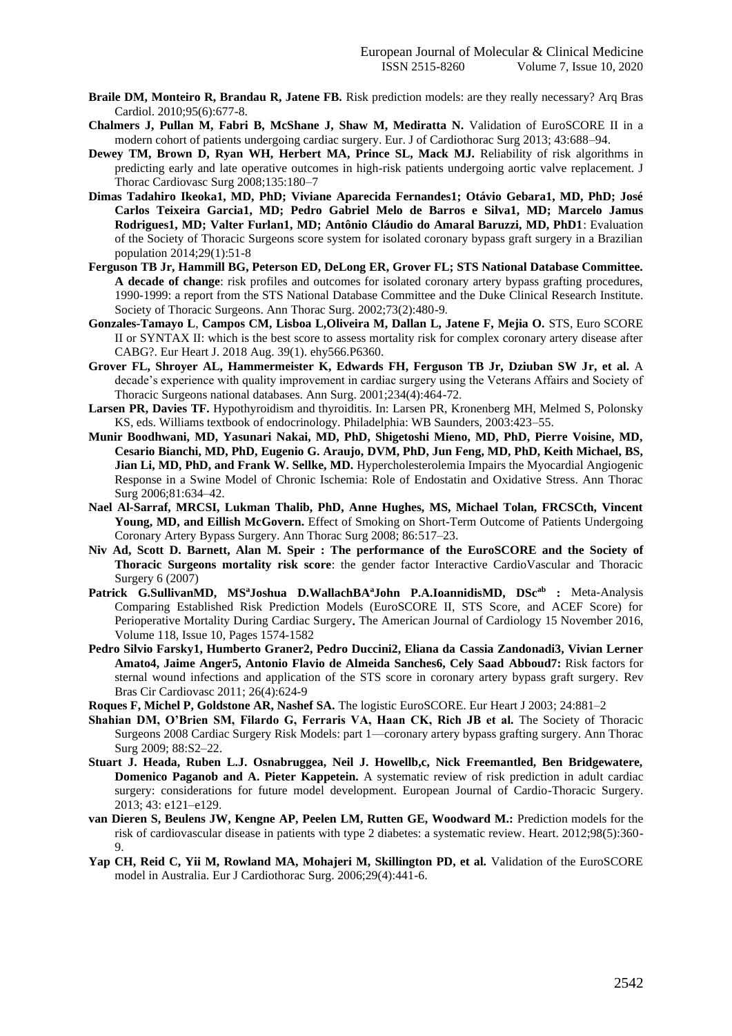**Braile DM, Monteiro R, Brandau R, Jatene FB.** Risk prediction models: are they really necessary? Arq Bras Cardiol. 2010;95(6):677-8.

**Chalmers J, Pullan M, Fabri B, McShane J, Shaw M, Mediratta N.** Validation of EuroSCORE II in a modern cohort of patients undergoing cardiac surgery. Eur. J of Cardiothorac Surg 2013; 43:688–94.

**Dewey TM, Brown D, Ryan WH, Herbert MA, Prince SL, Mack MJ.** Reliability of risk algorithms in predicting early and late operative outcomes in high-risk patients undergoing aortic valve replacement. J Thorac Cardiovasc Surg 2008;135:180–7

**Dimas Tadahiro Ikeoka1, MD, PhD; Viviane Aparecida Fernandes1; Otávio Gebara1, MD, PhD; José Carlos Teixeira Garcia1, MD; Pedro Gabriel Melo de Barros e Silva1, MD; Marcelo Jamus Rodrigues1, MD; Valter Furlan1, MD; Antônio Cláudio do Amaral Baruzzi, MD, PhD1**: Evaluation of the Society of Thoracic Surgeons score system for isolated coronary bypass graft surgery in a Brazilian population 2014;29(1):51-8

**Ferguson TB Jr, Hammill BG, Peterson ED, DeLong ER, Grover FL; STS National Database Committee. A decade of change**: risk profiles and outcomes for isolated coronary artery bypass grafting procedures, 1990-1999: a report from the STS National Database Committee and the Duke Clinical Research Institute. Society of Thoracic Surgeons. Ann Thorac Surg. 2002;73(2):480-9.

**Gonzales-Tamayo L**, **Campos CM, Lisboa L,Oliveira M, Dallan L, Jatene F, Mejia O.** STS, Euro SCORE II or SYNTAX II: which is the best score to assess mortality risk for complex coronary artery disease after CABG?. Eur Heart J. 2018 Aug. 39(1). ehy566.P6360.

**Grover FL, Shroyer AL, Hammermeister K, Edwards FH, Ferguson TB Jr, Dziuban SW Jr, et al.** A decade's experience with quality improvement in cardiac surgery using the Veterans Affairs and Society of Thoracic Surgeons national databases. Ann Surg. 2001;234(4):464-72.

**Larsen PR, Davies TF.** Hypothyroidism and thyroiditis. In: Larsen PR, Kronenberg MH, Melmed S, Polonsky KS, eds. Williams textbook of endocrinology. Philadelphia: WB Saunders, 2003:423–55.

**Munir Boodhwani, MD, Yasunari Nakai, MD, PhD, Shigetoshi Mieno, MD, PhD, Pierre Voisine, MD, Cesario Bianchi, MD, PhD, Eugenio G. Araujo, DVM, PhD, Jun Feng, MD, PhD, Keith Michael, BS, Jian Li, MD, PhD, and Frank W. Sellke, MD.** Hypercholesterolemia Impairs the Myocardial Angiogenic Response in a Swine Model of Chronic Ischemia: Role of Endostatin and Oxidative Stress. Ann Thorac Surg 2006;81:634–42.

**Nael Al-Sarraf, MRCSI, Lukman Thalib, PhD, Anne Hughes, MS, Michael Tolan, FRCSCth, Vincent Young, MD, and Eillish McGovern.** Effect of Smoking on Short-Term Outcome of Patients Undergoing Coronary Artery Bypass Surgery. Ann Thorac Surg 2008; 86:517–23.

**Niv Ad, Scott D. Barnett, Alan M. Speir : The performance of the EuroSCORE and the Society of Thoracic Surgeons mortality risk score**: the gender factor Interactive CardioVascular and Thoracic Surgery 6 (2007)

**Patrick G.SullivanMD, MS[a]Joshua D.WallachBA[a]John P.A.IoannidisMD, DSc[ab] :** Meta-Analysis Comparing Established Risk Prediction Models (EuroSCORE II, STS Score, and ACEF Score) for Perioperative Mortality During Cardiac Surgery**.** The American Journal of Cardiology 15 November 2016, Volume 118, Issue 10, Pages 1574-1582

**Pedro Silvio Farsky1, Humberto Graner2, Pedro Duccini2, Eliana da Cassia Zandonadi3, Vivian Lerner Amato4, Jaime Anger5, Antonio Flavio de Almeida Sanches6, Cely Saad Abboud7:** Risk factors for sternal wound infections and application of the STS score in coronary artery bypass graft surgery. Rev Bras Cir Cardiovasc 2011; 26(4):624-9

**Roques F, Michel P, Goldstone AR, Nashef SA.** The logistic EuroSCORE. Eur Heart J 2003; 24:881–2

**Shahian DM, O'Brien SM, Filardo G, Ferraris VA, Haan CK, Rich JB et al.** The Society of Thoracic Surgeons 2008 Cardiac Surgery Risk Models: part 1—coronary artery bypass grafting surgery. Ann Thorac Surg 2009; 88:S2–22.

**Stuart J. Heada, Ruben L.J. Osnabruggea, Neil J. Howellb,c, Nick Freemantled, Ben Bridgewatere, Domenico Paganob and A. Pieter Kappetein.** A systematic review of risk prediction in adult cardiac surgery: considerations for future model development. European Journal of Cardio-Thoracic Surgery. 2013; 43: e121–e129.

**van Dieren S, Beulens JW, Kengne AP, Peelen LM, Rutten GE, Woodward M.:** Prediction models for the risk of cardiovascular disease in patients with type 2 diabetes: a systematic review. Heart. 2012;98(5):360-9.

**Yap CH, Reid C, Yii M, Rowland MA, Mohajeri M, Skillington PD, et al.** Validation of the EuroSCORE model in Australia. Eur J Cardiothorac Surg. 2006;29(4):441-6.